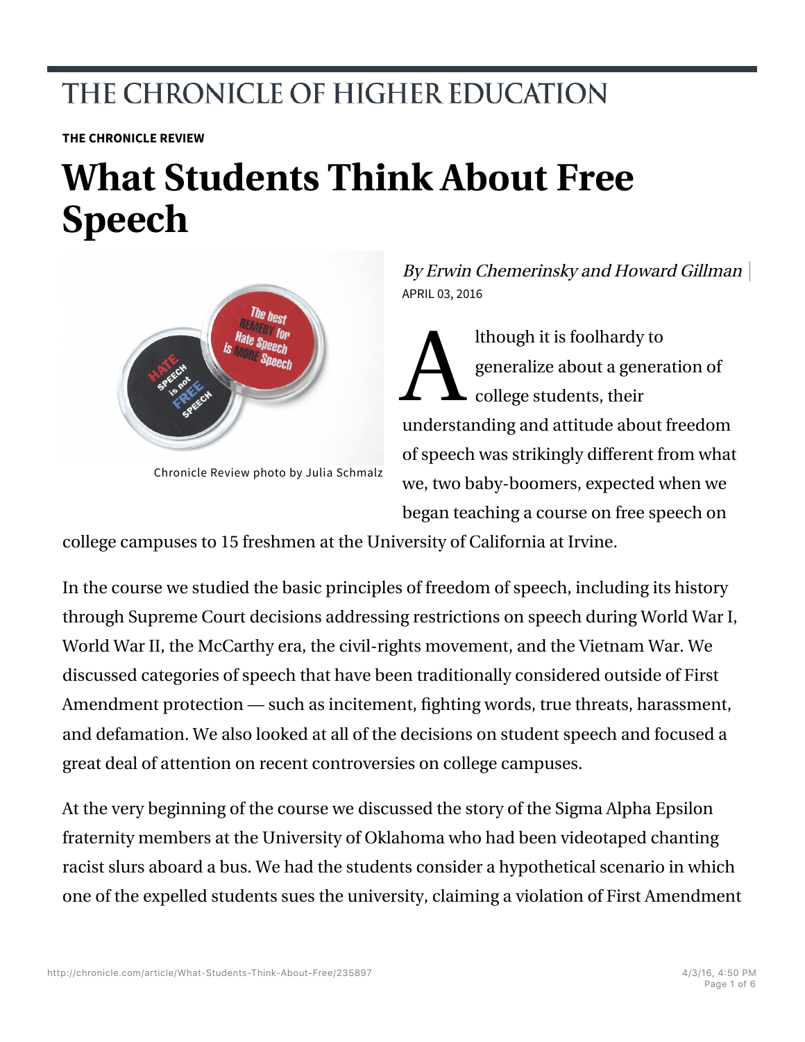# THE CHRONICLE OF HIGHER EDUCATION

**THE CHRONICLE REVIEW**

# What Students Think About Free Speech

Chronicle Review photo by Julia Schmalz

*By Erwin Chemerinsky and Howard Gillman*

APRIL 03, 2016

Although it is foolhardy to generalize about a generation of college students, their understanding and attitude about freedom of speech was strikingly different from what we, two baby-boomers, expected when we began teaching a course on free speech on college campuses to 15 freshmen at the University of California at Irvine.

In the course we studied the basic principles of freedom of speech, including its history through Supreme Court decisions addressing restrictions on speech during World War I, World War II, the McCarthy era, the civil-rights movement, and the Vietnam War. We discussed categories of speech that have been traditionally considered outside of First Amendment protection — such as incitement, fighting words, true threats, harassment, and defamation. We also looked at all of the decisions on student speech and focused a great deal of attention on recent controversies on college campuses.

At the very beginning of the course we discussed the story of the Sigma Alpha Epsilon fraternity members at the University of Oklahoma who had been videotaped chanting racist slurs aboard a bus. We had the students consider a hypothetical scenario in which one of the expelled students sues the university, claiming a violation of First Amendment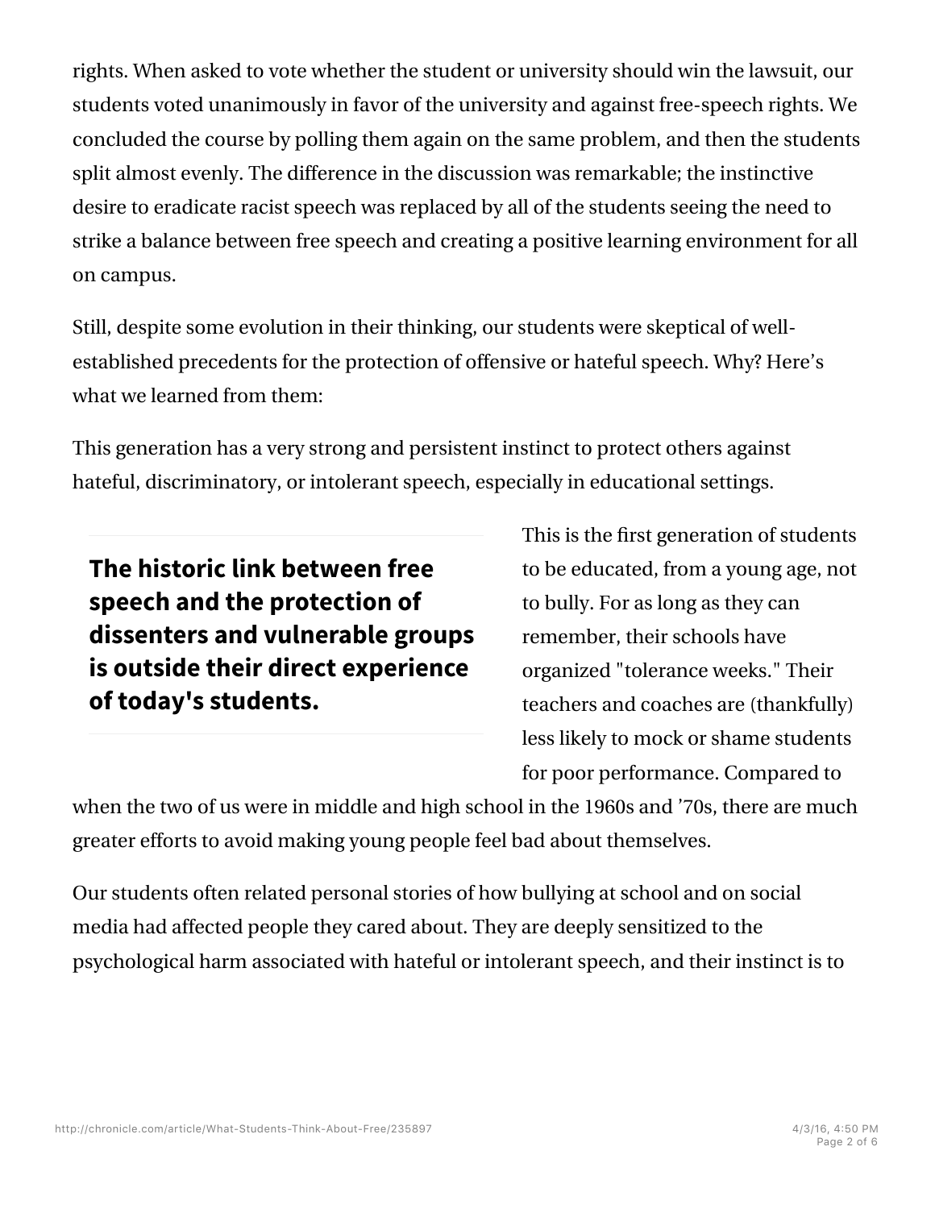rights. When asked to vote whether the student or university should win the lawsuit, our students voted unanimously in favor of the university and against free-speech rights. We concluded the course by polling them again on the same problem, and then the students split almost evenly. The difference in the discussion was remarkable; the instinctive desire to eradicate racist speech was replaced by all of the students seeing the need to strike a balance between free speech and creating a positive learning environment for all on campus.

Still, despite some evolution in their thinking, our students were skeptical of well-established precedents for the protection of offensive or hateful speech. Why? Here's what we learned from them:

This generation has a very strong and persistent instinct to protect others against hateful, discriminatory, or intolerant speech, especially in educational settings.

> **The historic link between free speech and the protection of dissenters and vulnerable groups is outside their direct experience of today's students.**

This is the first generation of students to be educated, from a young age, not to bully. For as long as they can remember, their schools have organized "tolerance weeks." Their teachers and coaches are (thankfully) less likely to mock or shame students for poor performance. Compared to when the two of us were in middle and high school in the 1960s and '70s, there are much greater efforts to avoid making young people feel bad about themselves.

Our students often related personal stories of how bullying at school and on social media had affected people they cared about. They are deeply sensitized to the psychological harm associated with hateful or intolerant speech, and their instinct is to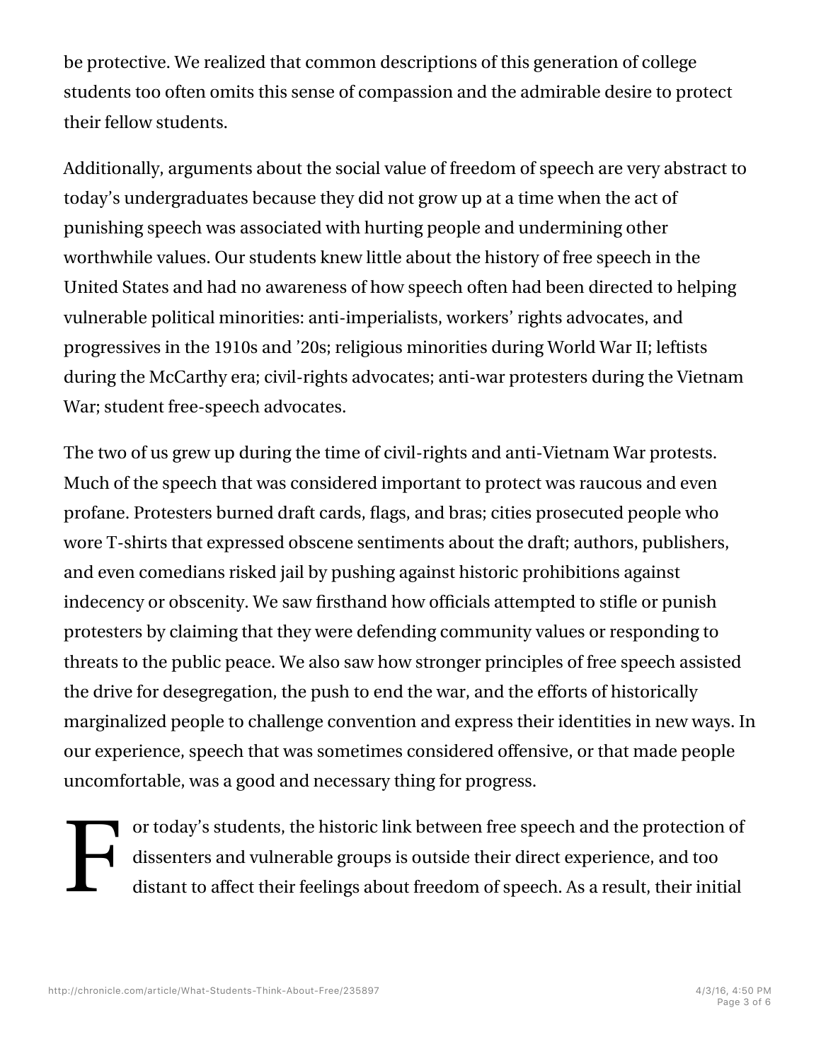be protective. We realized that common descriptions of this generation of college students too often omits this sense of compassion and the admirable desire to protect their fellow students.

Additionally, arguments about the social value of freedom of speech are very abstract to today's undergraduates because they did not grow up at a time when the act of punishing speech was associated with hurting people and undermining other worthwhile values. Our students knew little about the history of free speech in the United States and had no awareness of how speech often had been directed to helping vulnerable political minorities: anti-imperialists, workers' rights advocates, and progressives in the 1910s and '20s; religious minorities during World War II; leftists during the McCarthy era; civil-rights advocates; anti-war protesters during the Vietnam War; student free-speech advocates.

The two of us grew up during the time of civil-rights and anti-Vietnam War protests. Much of the speech that was considered important to protect was raucous and even profane. Protesters burned draft cards, flags, and bras; cities prosecuted people who wore T-shirts that expressed obscene sentiments about the draft; authors, publishers, and even comedians risked jail by pushing against historic prohibitions against indecency or obscenity. We saw firsthand how officials attempted to stifle or punish protesters by claiming that they were defending community values or responding to threats to the public peace. We also saw how stronger principles of free speech assisted the drive for desegregation, the push to end the war, and the efforts of historically marginalized people to challenge convention and express their identities in new ways. In our experience, speech that was sometimes considered offensive, or that made people uncomfortable, was a good and necessary thing for progress.

For today's students, the historic link between free speech and the protection of dissenters and vulnerable groups is outside their direct experience, and too distant to affect their feelings about freedom of speech. As a result, their initial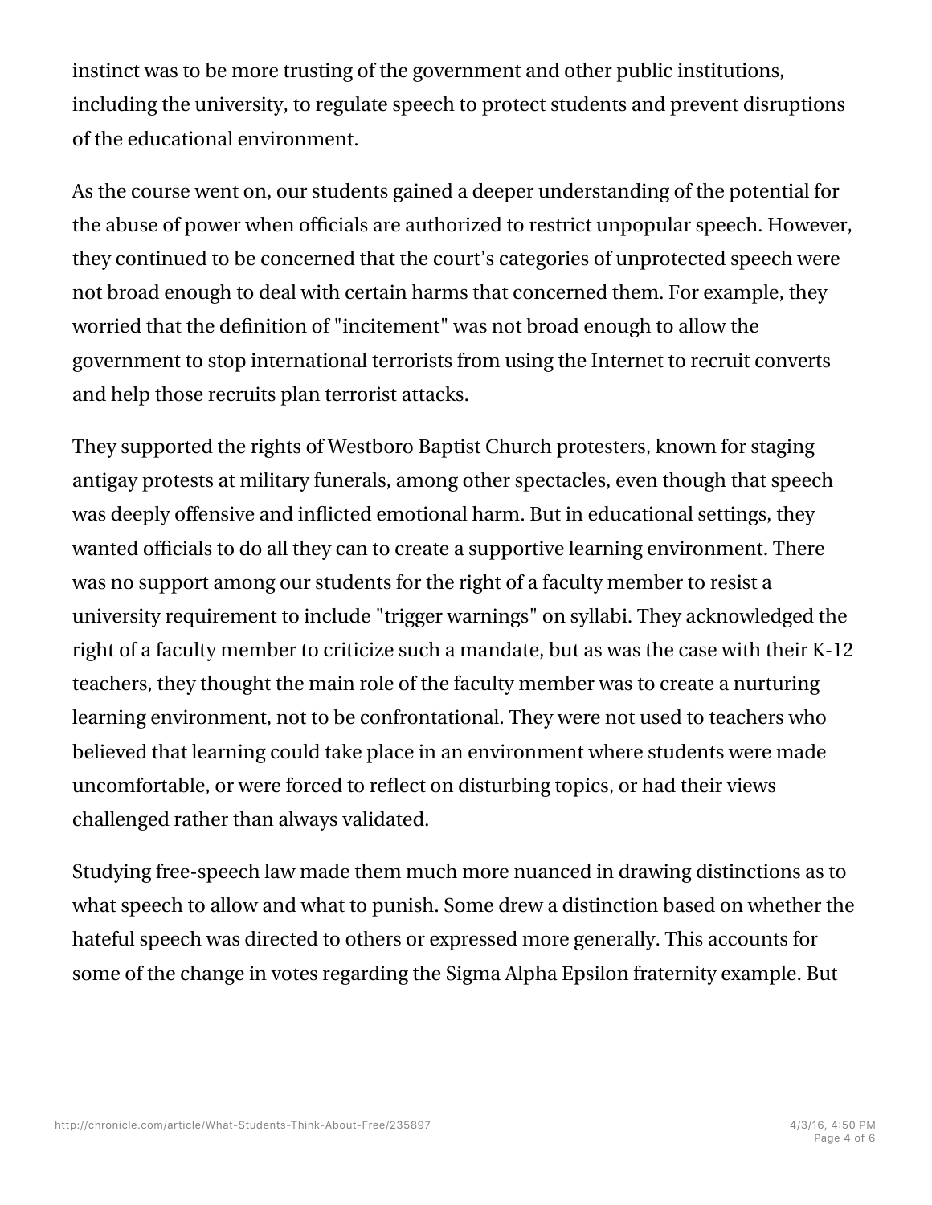instinct was to be more trusting of the government and other public institutions, including the university, to regulate speech to protect students and prevent disruptions of the educational environment.

As the course went on, our students gained a deeper understanding of the potential for the abuse of power when officials are authorized to restrict unpopular speech. However, they continued to be concerned that the court's categories of unprotected speech were not broad enough to deal with certain harms that concerned them. For example, they worried that the definition of "incitement" was not broad enough to allow the government to stop international terrorists from using the Internet to recruit converts and help those recruits plan terrorist attacks.

They supported the rights of Westboro Baptist Church protesters, known for staging antigay protests at military funerals, among other spectacles, even though that speech was deeply offensive and inflicted emotional harm. But in educational settings, they wanted officials to do all they can to create a supportive learning environment. There was no support among our students for the right of a faculty member to resist a university requirement to include "trigger warnings" on syllabi. They acknowledged the right of a faculty member to criticize such a mandate, but as was the case with their K-12 teachers, they thought the main role of the faculty member was to create a nurturing learning environment, not to be confrontational. They were not used to teachers who believed that learning could take place in an environment where students were made uncomfortable, or were forced to reflect on disturbing topics, or had their views challenged rather than always validated.

Studying free-speech law made them much more nuanced in drawing distinctions as to what speech to allow and what to punish. Some drew a distinction based on whether the hateful speech was directed to others or expressed more generally. This accounts for some of the change in votes regarding the Sigma Alpha Epsilon fraternity example. But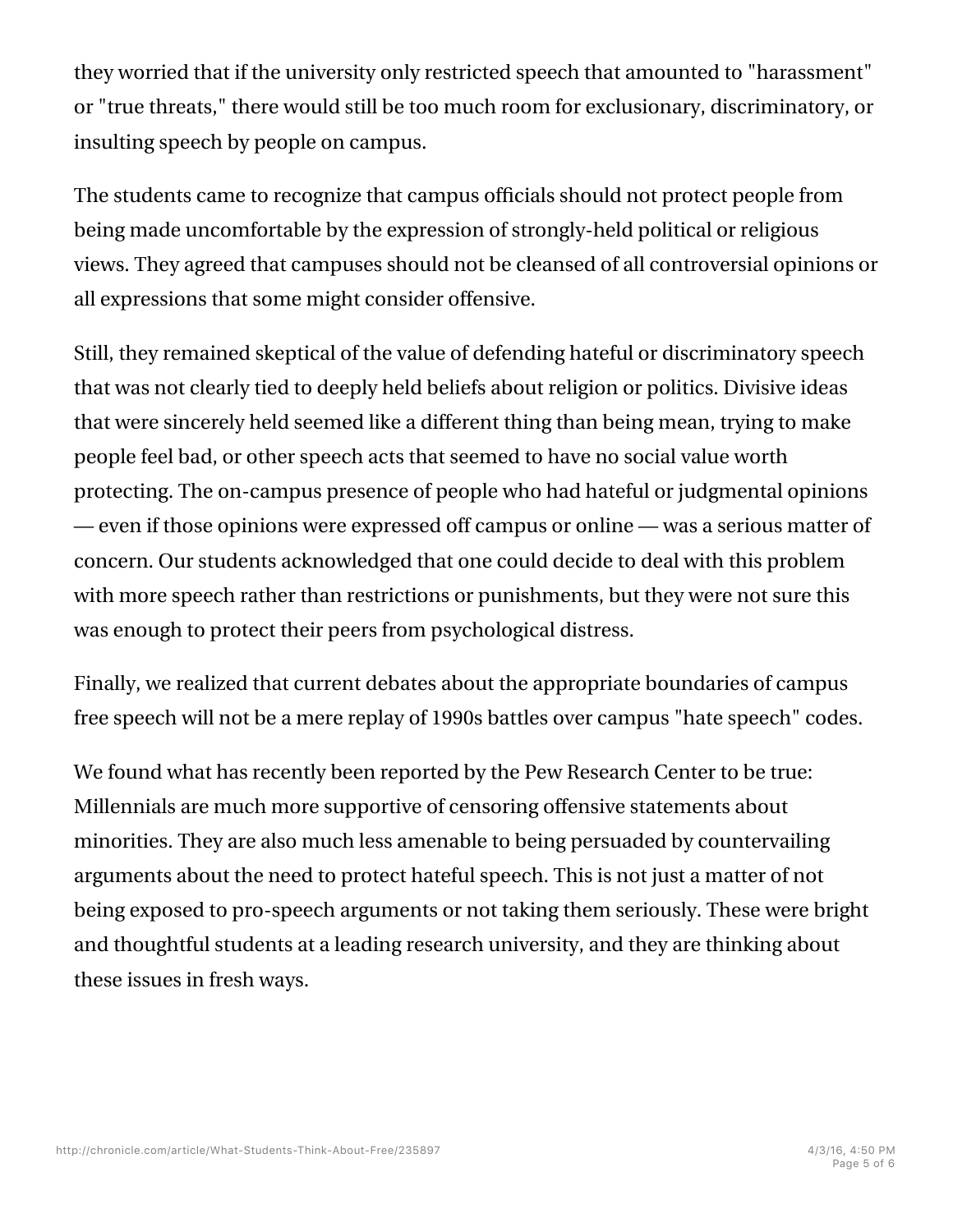they worried that if the university only restricted speech that amounted to "harassment" or "true threats," there would still be too much room for exclusionary, discriminatory, or insulting speech by people on campus.

The students came to recognize that campus officials should not protect people from being made uncomfortable by the expression of strongly-held political or religious views. They agreed that campuses should not be cleansed of all controversial opinions or all expressions that some might consider offensive.

Still, they remained skeptical of the value of defending hateful or discriminatory speech that was not clearly tied to deeply held beliefs about religion or politics. Divisive ideas that were sincerely held seemed like a different thing than being mean, trying to make people feel bad, or other speech acts that seemed to have no social value worth protecting. The on-campus presence of people who had hateful or judgmental opinions — even if those opinions were expressed off campus or online — was a serious matter of concern. Our students acknowledged that one could decide to deal with this problem with more speech rather than restrictions or punishments, but they were not sure this was enough to protect their peers from psychological distress.

Finally, we realized that current debates about the appropriate boundaries of campus free speech will not be a mere replay of 1990s battles over campus "hate speech" codes.

We found what has recently been reported by the Pew Research Center to be true: Millennials are much more supportive of censoring offensive statements about minorities. They are also much less amenable to being persuaded by countervailing arguments about the need to protect hateful speech. This is not just a matter of not being exposed to pro-speech arguments or not taking them seriously. These were bright and thoughtful students at a leading research university, and they are thinking about these issues in fresh ways.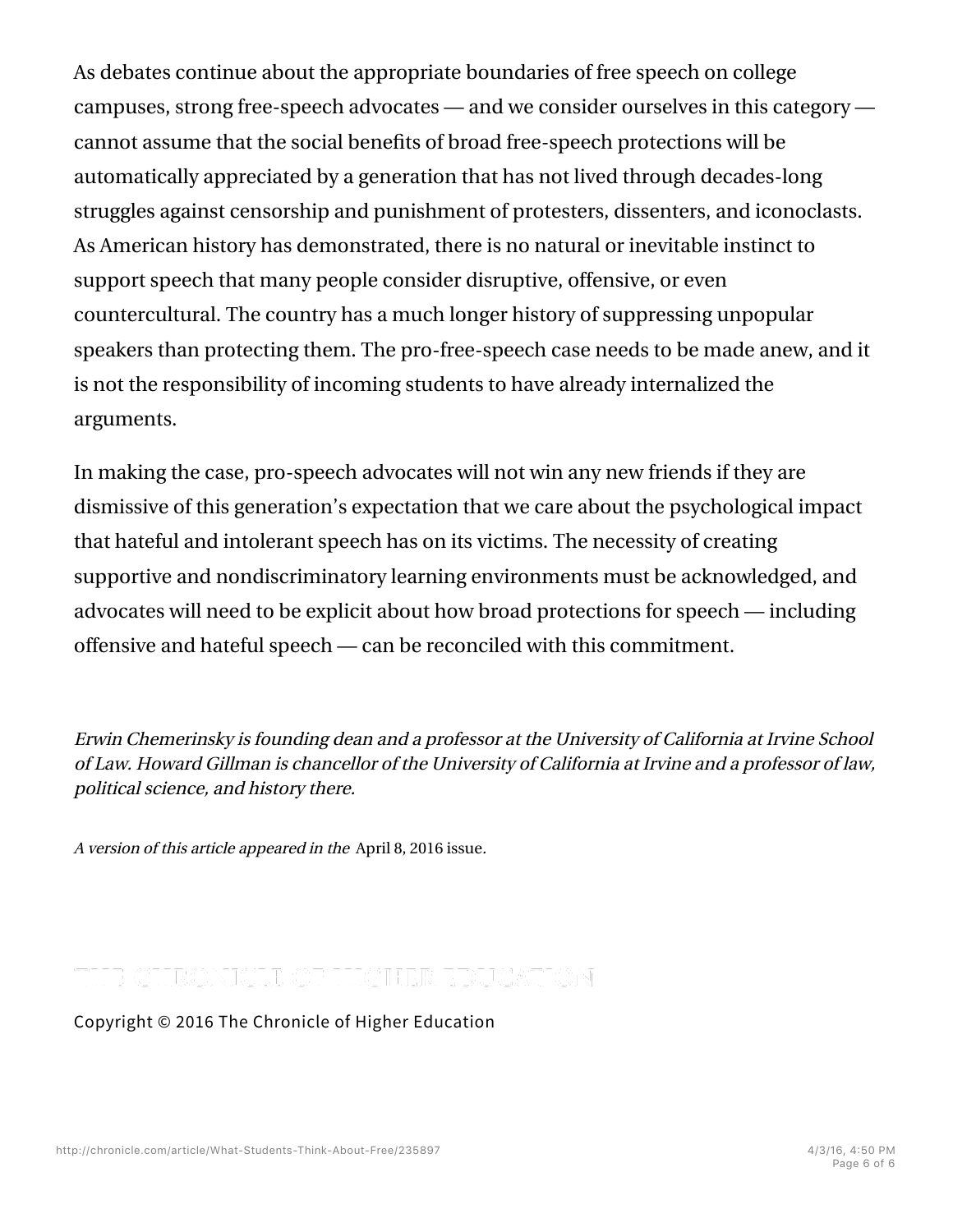As debates continue about the appropriate boundaries of free speech on college campuses, strong free-speech advocates — and we consider ourselves in this category — cannot assume that the social benefits of broad free-speech protections will be automatically appreciated by a generation that has not lived through decades-long struggles against censorship and punishment of protesters, dissenters, and iconoclasts. As American history has demonstrated, there is no natural or inevitable instinct to support speech that many people consider disruptive, offensive, or even countercultural. The country has a much longer history of suppressing unpopular speakers than protecting them. The pro-free-speech case needs to be made anew, and it is not the responsibility of incoming students to have already internalized the arguments.

In making the case, pro-speech advocates will not win any new friends if they are dismissive of this generation's expectation that we care about the psychological impact that hateful and intolerant speech has on its victims. The necessity of creating supportive and nondiscriminatory learning environments must be acknowledged, and advocates will need to be explicit about how broad protections for speech — including offensive and hateful speech — can be reconciled with this commitment.

*Erwin Chemerinsky is founding dean and a professor at the University of California at Irvine School of Law. Howard Gillman is chancellor of the University of California at Irvine and a professor of law, political science, and history there.*

*A version of this article appeared in the* April 8, 2016 issue.

Copyright © 2016 The Chronicle of Higher Education